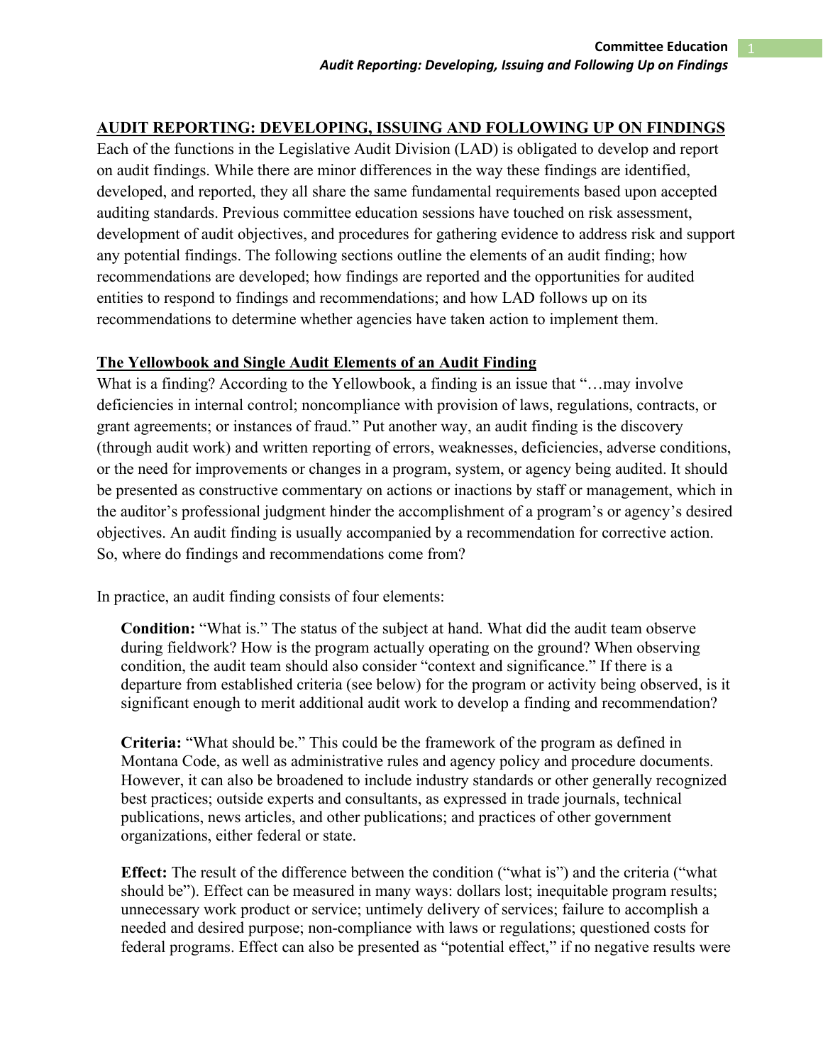## AUDIT REPORTING: DEVELOPING, ISSUING AND FOLLOWING UP ON FINDINGS

Each of the functions in the Legislative Audit Division (LAD) is obligated to develop and report on audit findings. While there are minor differences in the way these findings are identified, developed, and reported, they all share the same fundamental requirements based upon accepted auditing standards. Previous committee education sessions have touched on risk assessment, development of audit objectives, and procedures for gathering evidence to address risk and support any potential findings. The following sections outline the elements of an audit finding; how recommendations are developed; how findings are reported and the opportunities for audited entities to respond to findings and recommendations; and how LAD follows up on its recommendations to determine whether agencies have taken action to implement them.

### The Yellowbook and Single Audit Elements of an Audit Finding

What is a finding? According to the Yellowbook, a finding is an issue that "…may involve deficiencies in internal control; noncompliance with provision of laws, regulations, contracts, or grant agreements; or instances of fraud." Put another way, an audit finding is the discovery (through audit work) and written reporting of errors, weaknesses, deficiencies, adverse conditions, or the need for improvements or changes in a program, system, or agency being audited. It should be presented as constructive commentary on actions or inactions by staff or management, which in the auditor's professional judgment hinder the accomplishment of a program's or agency's desired objectives. An audit finding is usually accompanied by a recommendation for corrective action. So, where do findings and recommendations come from?

In practice, an audit finding consists of four elements:

> **Condition:** "What is." The status of the subject at hand. What did the audit team observe during fieldwork? How is the program actually operating on the ground? When observing condition, the audit team should also consider "context and significance." If there is a departure from established criteria (see below) for the program or activity being observed, is it significant enough to merit additional audit work to develop a finding and recommendation?
>
> **Criteria:** "What should be." This could be the framework of the program as defined in Montana Code, as well as administrative rules and agency policy and procedure documents. However, it can also be broadened to include industry standards or other generally recognized best practices; outside experts and consultants, as expressed in trade journals, technical publications, news articles, and other publications; and practices of other government organizations, either federal or state.
>
> **Effect:** The result of the difference between the condition ("what is") and the criteria ("what should be"). Effect can be measured in many ways: dollars lost; inequitable program results; unnecessary work product or service; untimely delivery of services; failure to accomplish a needed and desired purpose; non-compliance with laws or regulations; questioned costs for federal programs. Effect can also be presented as "potential effect," if no negative results were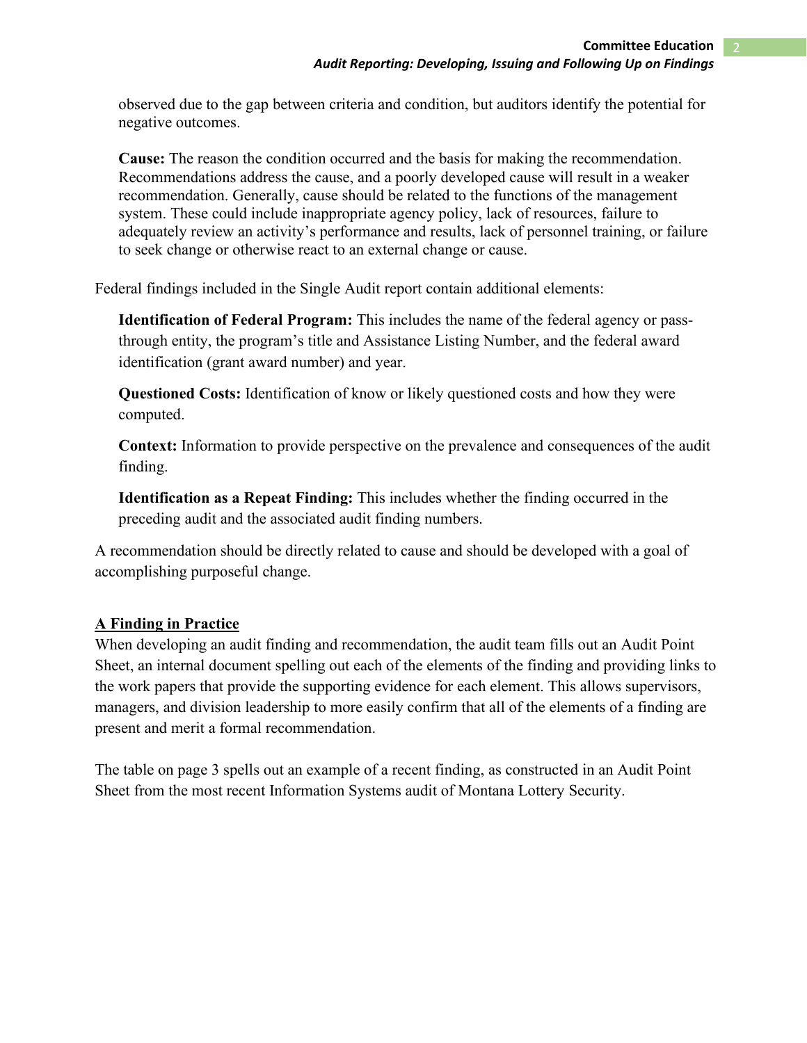observed due to the gap between criteria and condition, but auditors identify the potential for negative outcomes.

**Cause:** The reason the condition occurred and the basis for making the recommendation. Recommendations address the cause, and a poorly developed cause will result in a weaker recommendation. Generally, cause should be related to the functions of the management system. These could include inappropriate agency policy, lack of resources, failure to adequately review an activity's performance and results, lack of personnel training, or failure to seek change or otherwise react to an external change or cause.

Federal findings included in the Single Audit report contain additional elements:

**Identification of Federal Program:** This includes the name of the federal agency or pass-through entity, the program's title and Assistance Listing Number, and the federal award identification (grant award number) and year.

**Questioned Costs:** Identification of know or likely questioned costs and how they were computed.

**Context:** Information to provide perspective on the prevalence and consequences of the audit finding.

**Identification as a Repeat Finding:** This includes whether the finding occurred in the preceding audit and the associated audit finding numbers.

A recommendation should be directly related to cause and should be developed with a goal of accomplishing purposeful change.

## A Finding in Practice

When developing an audit finding and recommendation, the audit team fills out an Audit Point Sheet, an internal document spelling out each of the elements of the finding and providing links to the work papers that provide the supporting evidence for each element. This allows supervisors, managers, and division leadership to more easily confirm that all of the elements of a finding are present and merit a formal recommendation.

The table on page 3 spells out an example of a recent finding, as constructed in an Audit Point Sheet from the most recent Information Systems audit of Montana Lottery Security.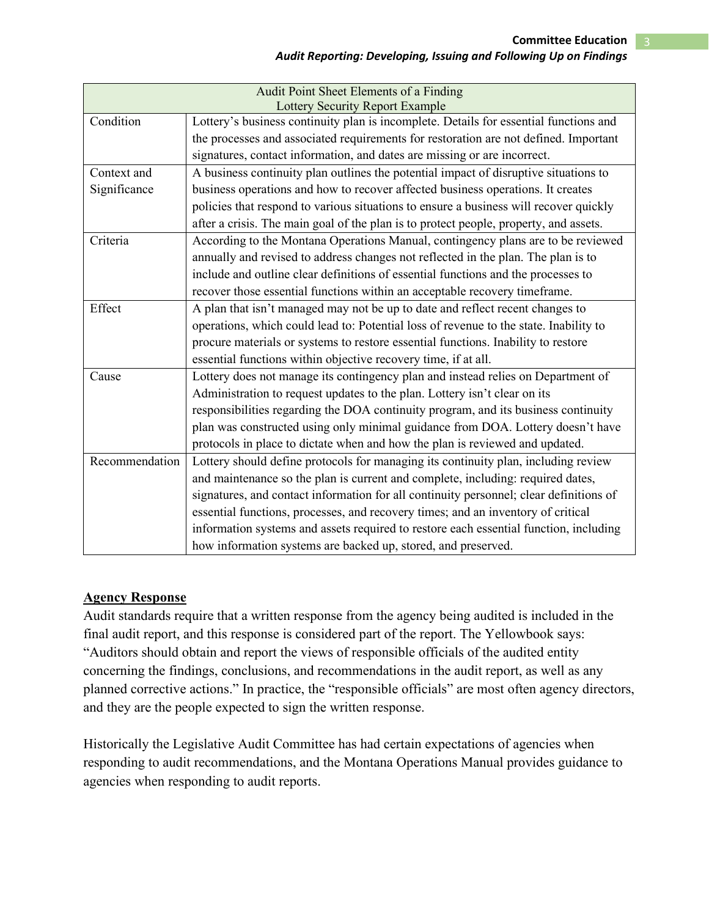| Audit Point Sheet Elements of a Finding<br>Lottery Security Report Example | |
|---|---|
| Condition | Lottery's business continuity plan is incomplete. Details for essential functions and the processes and associated requirements for restoration are not defined. Important signatures, contact information, and dates are missing or are incorrect. |
| Context and Significance | A business continuity plan outlines the potential impact of disruptive situations to business operations and how to recover affected business operations. It creates policies that respond to various situations to ensure a business will recover quickly after a crisis. The main goal of the plan is to protect people, property, and assets. |
| Criteria | According to the Montana Operations Manual, contingency plans are to be reviewed annually and revised to address changes not reflected in the plan. The plan is to include and outline clear definitions of essential functions and the processes to recover those essential functions within an acceptable recovery timeframe. |
| Effect | A plan that isn't managed may not be up to date and reflect recent changes to operations, which could lead to: Potential loss of revenue to the state. Inability to procure materials or systems to restore essential functions. Inability to restore essential functions within objective recovery time, if at all. |
| Cause | Lottery does not manage its contingency plan and instead relies on Department of Administration to request updates to the plan. Lottery isn't clear on its responsibilities regarding the DOA continuity program, and its business continuity plan was constructed using only minimal guidance from DOA. Lottery doesn't have protocols in place to dictate when and how the plan is reviewed and updated. |
| Recommendation | Lottery should define protocols for managing its continuity plan, including review and maintenance so the plan is current and complete, including: required dates, signatures, and contact information for all continuity personnel; clear definitions of essential functions, processes, and recovery times; and an inventory of critical information systems and assets required to restore each essential function, including how information systems are backed up, stored, and preserved. |

## Agency Response

Audit standards require that a written response from the agency being audited is included in the final audit report, and this response is considered part of the report. The Yellowbook says: "Auditors should obtain and report the views of responsible officials of the audited entity concerning the findings, conclusions, and recommendations in the audit report, as well as any planned corrective actions." In practice, the "responsible officials" are most often agency directors, and they are the people expected to sign the written response.

Historically the Legislative Audit Committee has had certain expectations of agencies when responding to audit recommendations, and the Montana Operations Manual provides guidance to agencies when responding to audit reports.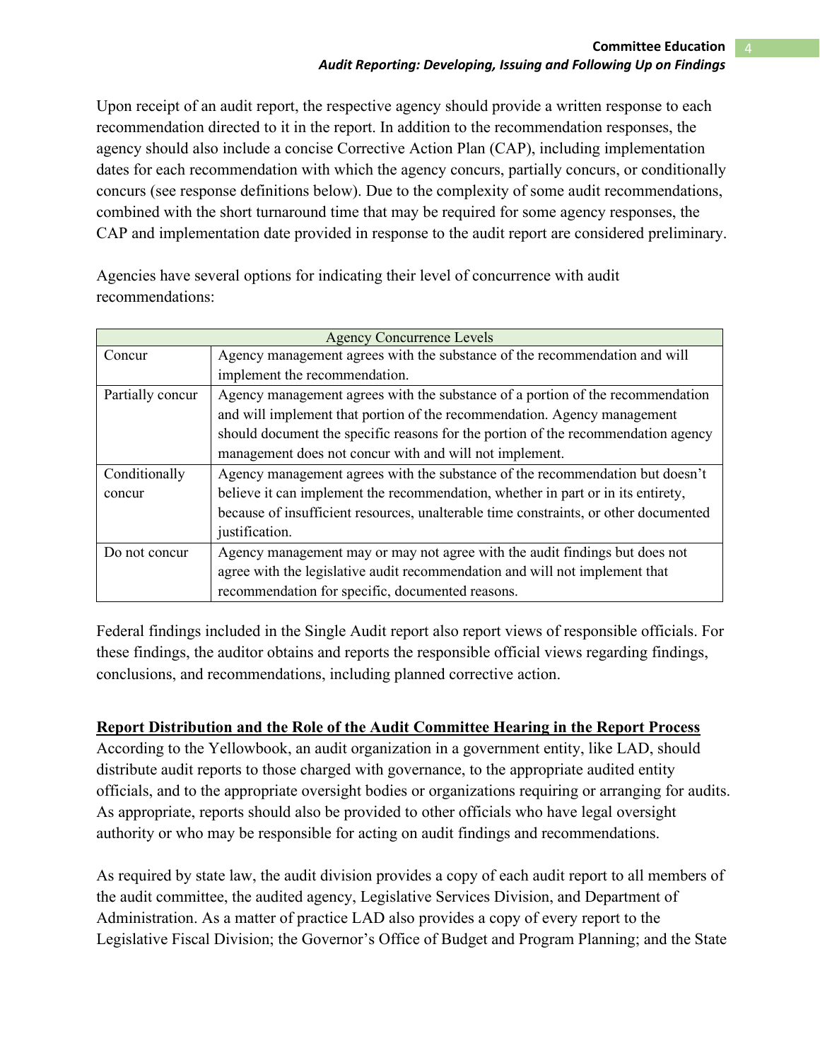Upon receipt of an audit report, the respective agency should provide a written response to each recommendation directed to it in the report. In addition to the recommendation responses, the agency should also include a concise Corrective Action Plan (CAP), including implementation dates for each recommendation with which the agency concurs, partially concurs, or conditionally concurs (see response definitions below). Due to the complexity of some audit recommendations, combined with the short turnaround time that may be required for some agency responses, the CAP and implementation date provided in response to the audit report are considered preliminary.

Agencies have several options for indicating their level of concurrence with audit recommendations:

| Agency Concurrence Levels | |
|---|---|
| Concur | Agency management agrees with the substance of the recommendation and will implement the recommendation. |
| Partially concur | Agency management agrees with the substance of a portion of the recommendation and will implement that portion of the recommendation. Agency management should document the specific reasons for the portion of the recommendation agency management does not concur with and will not implement. |
| Conditionally concur | Agency management agrees with the substance of the recommendation but doesn't believe it can implement the recommendation, whether in part or in its entirety, because of insufficient resources, unalterable time constraints, or other documented justification. |
| Do not concur | Agency management may or may not agree with the audit findings but does not agree with the legislative audit recommendation and will not implement that recommendation for specific, documented reasons. |

Federal findings included in the Single Audit report also report views of responsible officials. For these findings, the auditor obtains and reports the responsible official views regarding findings, conclusions, and recommendations, including planned corrective action.

**Report Distribution and the Role of the Audit Committee Hearing in the Report Process**

According to the Yellowbook, an audit organization in a government entity, like LAD, should distribute audit reports to those charged with governance, to the appropriate audited entity officials, and to the appropriate oversight bodies or organizations requiring or arranging for audits. As appropriate, reports should also be provided to other officials who have legal oversight authority or who may be responsible for acting on audit findings and recommendations.

As required by state law, the audit division provides a copy of each audit report to all members of the audit committee, the audited agency, Legislative Services Division, and Department of Administration. As a matter of practice LAD also provides a copy of every report to the Legislative Fiscal Division; the Governor's Office of Budget and Program Planning; and the State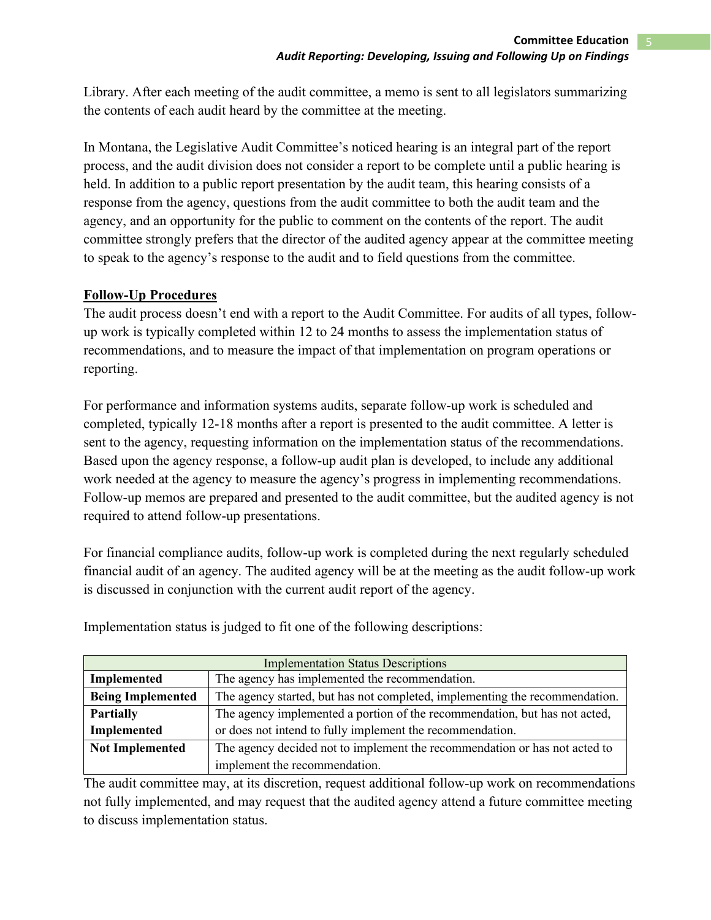Library. After each meeting of the audit committee, a memo is sent to all legislators summarizing the contents of each audit heard by the committee at the meeting.

In Montana, the Legislative Audit Committee's noticed hearing is an integral part of the report process, and the audit division does not consider a report to be complete until a public hearing is held. In addition to a public report presentation by the audit team, this hearing consists of a response from the agency, questions from the audit committee to both the audit team and the agency, and an opportunity for the public to comment on the contents of the report. The audit committee strongly prefers that the director of the audited agency appear at the committee meeting to speak to the agency's response to the audit and to field questions from the committee.

## Follow-Up Procedures

The audit process doesn't end with a report to the Audit Committee. For audits of all types, follow-up work is typically completed within 12 to 24 months to assess the implementation status of recommendations, and to measure the impact of that implementation on program operations or reporting.

For performance and information systems audits, separate follow-up work is scheduled and completed, typically 12-18 months after a report is presented to the audit committee. A letter is sent to the agency, requesting information on the implementation status of the recommendations. Based upon the agency response, a follow-up audit plan is developed, to include any additional work needed at the agency to measure the agency's progress in implementing recommendations. Follow-up memos are prepared and presented to the audit committee, but the audited agency is not required to attend follow-up presentations.

For financial compliance audits, follow-up work is completed during the next regularly scheduled financial audit of an agency. The audited agency will be at the meeting as the audit follow-up work is discussed in conjunction with the current audit report of the agency.

Implementation status is judged to fit one of the following descriptions:

| Implementation Status Descriptions | |
|---|---|
| **Implemented** | The agency has implemented the recommendation. |
| **Being Implemented** | The agency started, but has not completed, implementing the recommendation. |
| **Partially Implemented** | The agency implemented a portion of the recommendation, but has not acted, or does not intend to fully implement the recommendation. |
| **Not Implemented** | The agency decided not to implement the recommendation or has not acted to implement the recommendation. |

The audit committee may, at its discretion, request additional follow-up work on recommendations not fully implemented, and may request that the audited agency attend a future committee meeting to discuss implementation status.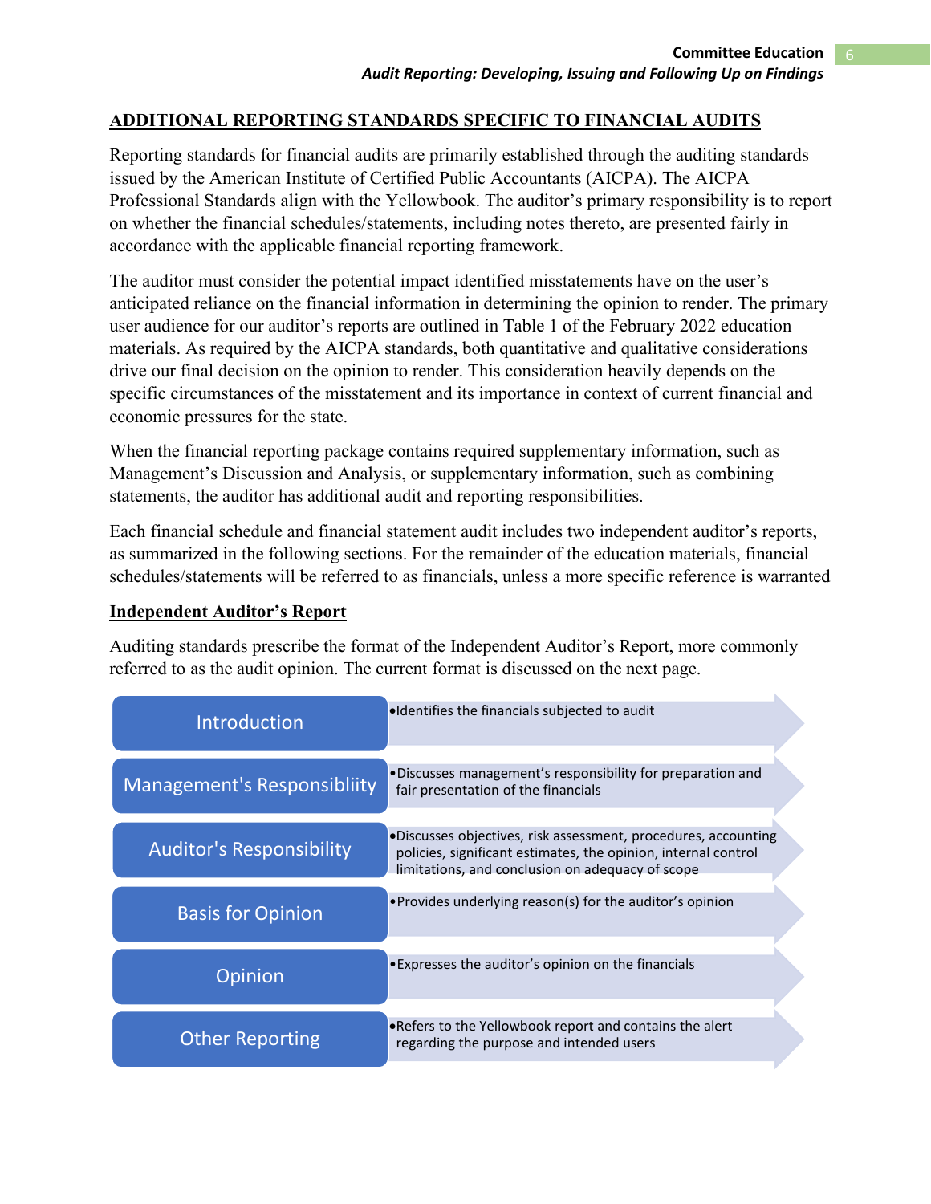## ADDITIONAL REPORTING STANDARDS SPECIFIC TO FINANCIAL AUDITS

Reporting standards for financial audits are primarily established through the auditing standards issued by the American Institute of Certified Public Accountants (AICPA). The AICPA Professional Standards align with the Yellowbook. The auditor's primary responsibility is to report on whether the financial schedules/statements, including notes thereto, are presented fairly in accordance with the applicable financial reporting framework.

The auditor must consider the potential impact identified misstatements have on the user's anticipated reliance on the financial information in determining the opinion to render. The primary user audience for our auditor's reports are outlined in Table 1 of the February 2022 education materials. As required by the AICPA standards, both quantitative and qualitative considerations drive our final decision on the opinion to render. This consideration heavily depends on the specific circumstances of the misstatement and its importance in context of current financial and economic pressures for the state.

When the financial reporting package contains required supplementary information, such as Management's Discussion and Analysis, or supplementary information, such as combining statements, the auditor has additional audit and reporting responsibilities.

Each financial schedule and financial statement audit includes two independent auditor's reports, as summarized in the following sections. For the remainder of the education materials, financial schedules/statements will be referred to as financials, unless a more specific reference is warranted

### Independent Auditor's Report

Auditing standards prescribe the format of the Independent Auditor's Report, more commonly referred to as the audit opinion. The current format is discussed on the next page.

| Section | Description |
| --- | --- |
| Introduction | • Identifies the financials subjected to audit |
| Management's Responsibliity | • Discusses management's responsibility for preparation and fair presentation of the financials |
| Auditor's Responsibility | • Discusses objectives, risk assessment, procedures, accounting policies, significant estimates, the opinion, internal control limitations, and conclusion on adequacy of scope |
| Basis for Opinion | • Provides underlying reason(s) for the auditor's opinion |
| Opinion | • Expresses the auditor's opinion on the financials |
| Other Reporting | • Refers to the Yellowbook report and contains the alert regarding the purpose and intended users |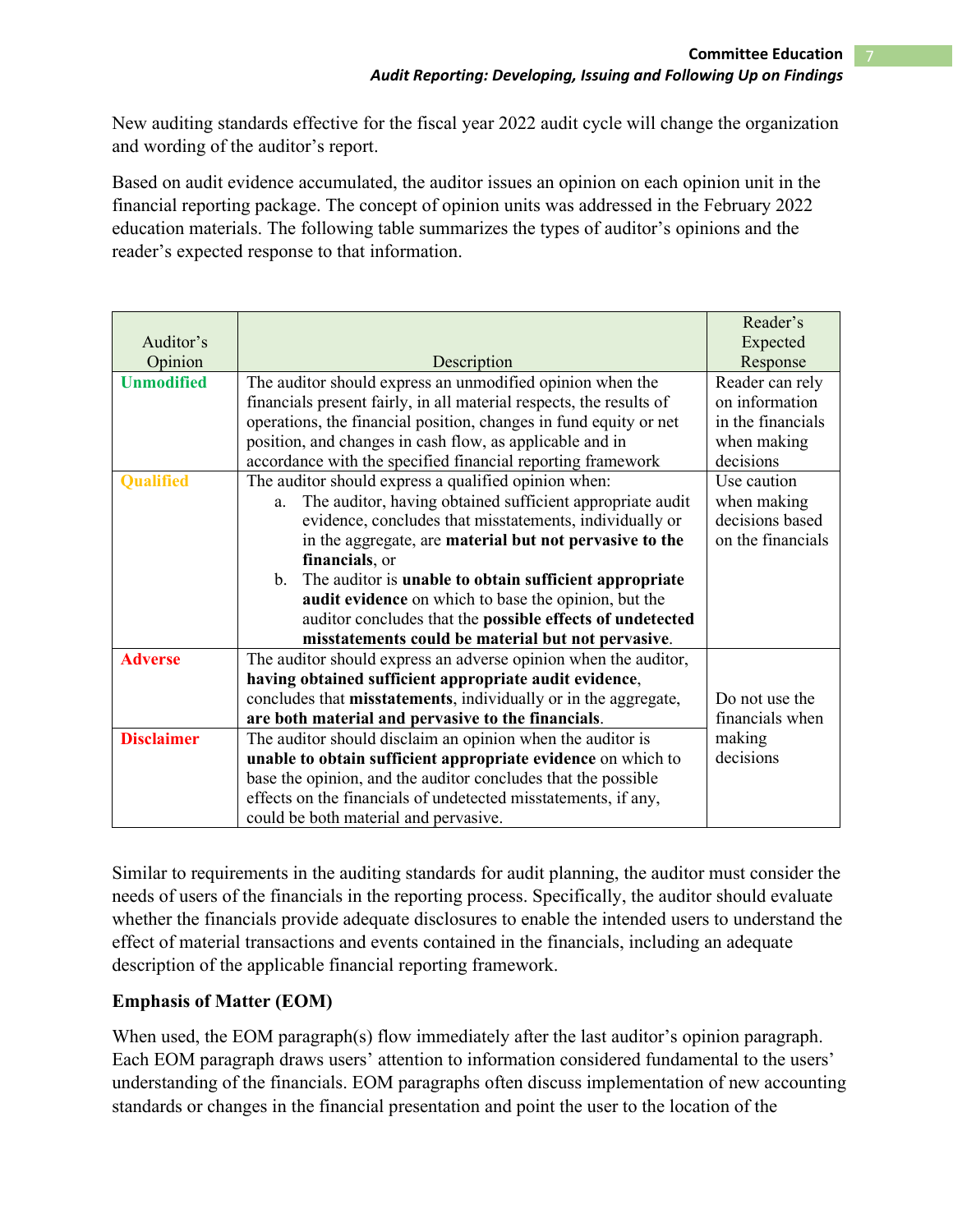New auditing standards effective for the fiscal year 2022 audit cycle will change the organization and wording of the auditor's report.

Based on audit evidence accumulated, the auditor issues an opinion on each opinion unit in the financial reporting package. The concept of opinion units was addressed in the February 2022 education materials. The following table summarizes the types of auditor's opinions and the reader's expected response to that information.

| Auditor's Opinion | Description | Reader's Expected Response |
|---|---|---|
| **Unmodified** | The auditor should express an unmodified opinion when the financials present fairly, in all material respects, the results of operations, the financial position, changes in fund equity or net position, and changes in cash flow, as applicable and in accordance with the specified financial reporting framework | Reader can rely on information in the financials when making decisions |
| **Qualified** | The auditor should express a qualified opinion when: a. The auditor, having obtained sufficient appropriate audit evidence, concludes that misstatements, individually or in the aggregate, are **material but not pervasive to the financials**, or b. The auditor is **unable to obtain sufficient appropriate audit evidence** on which to base the opinion, but the auditor concludes that the **possible effects of undetected misstatements could be material but not pervasive**. | Use caution when making decisions based on the financials |
| **Adverse** | The auditor should express an adverse opinion when the auditor, **having obtained sufficient appropriate audit evidence**, concludes that **misstatements**, individually or in the aggregate, **are both material and pervasive to the financials**. | Do not use the financials when making decisions |
| **Disclaimer** | The auditor should disclaim an opinion when the auditor is **unable to obtain sufficient appropriate evidence** on which to base the opinion, and the auditor concludes that the possible effects on the financials of undetected misstatements, if any, could be both material and pervasive. | |

Similar to requirements in the auditing standards for audit planning, the auditor must consider the needs of users of the financials in the reporting process. Specifically, the auditor should evaluate whether the financials provide adequate disclosures to enable the intended users to understand the effect of material transactions and events contained in the financials, including an adequate description of the applicable financial reporting framework.

**Emphasis of Matter (EOM)**

When used, the EOM paragraph(s) flow immediately after the last auditor's opinion paragraph. Each EOM paragraph draws users' attention to information considered fundamental to the users' understanding of the financials. EOM paragraphs often discuss implementation of new accounting standards or changes in the financial presentation and point the user to the location of the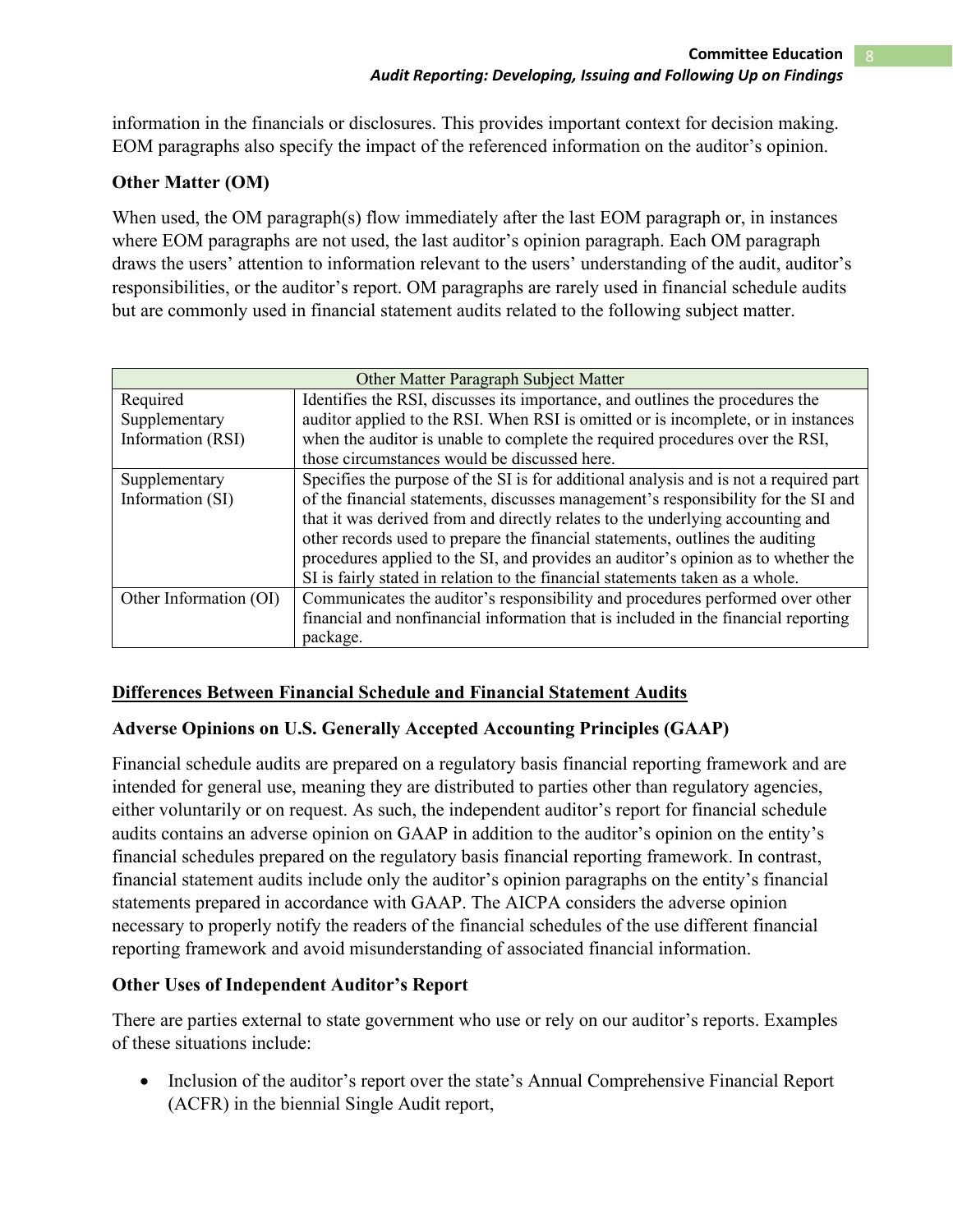information in the financials or disclosures. This provides important context for decision making. EOM paragraphs also specify the impact of the referenced information on the auditor's opinion.

**Other Matter (OM)**

When used, the OM paragraph(s) flow immediately after the last EOM paragraph or, in instances where EOM paragraphs are not used, the last auditor's opinion paragraph. Each OM paragraph draws the users' attention to information relevant to the users' understanding of the audit, auditor's responsibilities, or the auditor's report. OM paragraphs are rarely used in financial schedule audits but are commonly used in financial statement audits related to the following subject matter.

| Other Matter Paragraph Subject Matter | |
|---|---|
| Required Supplementary Information (RSI) | Identifies the RSI, discusses its importance, and outlines the procedures the auditor applied to the RSI. When RSI is omitted or is incomplete, or in instances when the auditor is unable to complete the required procedures over the RSI, those circumstances would be discussed here. |
| Supplementary Information (SI) | Specifies the purpose of the SI is for additional analysis and is not a required part of the financial statements, discusses management's responsibility for the SI and that it was derived from and directly relates to the underlying accounting and other records used to prepare the financial statements, outlines the auditing procedures applied to the SI, and provides an auditor's opinion as to whether the SI is fairly stated in relation to the financial statements taken as a whole. |
| Other Information (OI) | Communicates the auditor's responsibility and procedures performed over other financial and nonfinancial information that is included in the financial reporting package. |

## Differences Between Financial Schedule and Financial Statement Audits

**Adverse Opinions on U.S. Generally Accepted Accounting Principles (GAAP)**

Financial schedule audits are prepared on a regulatory basis financial reporting framework and are intended for general use, meaning they are distributed to parties other than regulatory agencies, either voluntarily or on request. As such, the independent auditor's report for financial schedule audits contains an adverse opinion on GAAP in addition to the auditor's opinion on the entity's financial schedules prepared on the regulatory basis financial reporting framework. In contrast, financial statement audits include only the auditor's opinion paragraphs on the entity's financial statements prepared in accordance with GAAP. The AICPA considers the adverse opinion necessary to properly notify the readers of the financial schedules of the use different financial reporting framework and avoid misunderstanding of associated financial information.

**Other Uses of Independent Auditor's Report**

There are parties external to state government who use or rely on our auditor's reports. Examples of these situations include:

- Inclusion of the auditor's report over the state's Annual Comprehensive Financial Report (ACFR) in the biennial Single Audit report,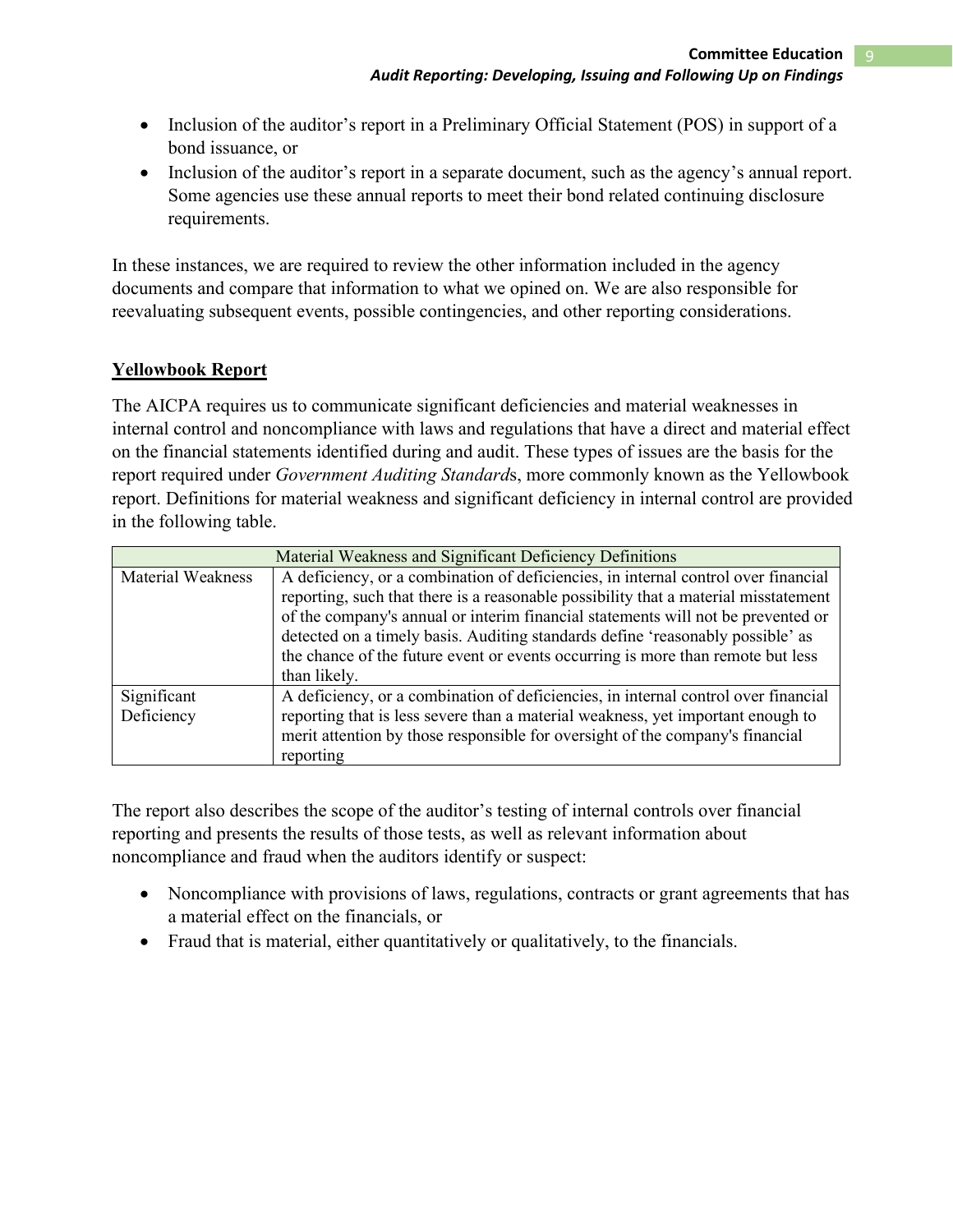- Inclusion of the auditor's report in a Preliminary Official Statement (POS) in support of a bond issuance, or
- Inclusion of the auditor's report in a separate document, such as the agency's annual report. Some agencies use these annual reports to meet their bond related continuing disclosure requirements.

In these instances, we are required to review the other information included in the agency documents and compare that information to what we opined on. We are also responsible for reevaluating subsequent events, possible contingencies, and other reporting considerations.

## Yellowbook Report

The AICPA requires us to communicate significant deficiencies and material weaknesses in internal control and noncompliance with laws and regulations that have a direct and material effect on the financial statements identified during and audit. These types of issues are the basis for the report required under *Government Auditing Standard*s, more commonly known as the Yellowbook report. Definitions for material weakness and significant deficiency in internal control are provided in the following table.

| Material Weakness and Significant Deficiency Definitions | |
|---|---|
| Material Weakness | A deficiency, or a combination of deficiencies, in internal control over financial reporting, such that there is a reasonable possibility that a material misstatement of the company's annual or interim financial statements will not be prevented or detected on a timely basis. Auditing standards define 'reasonably possible' as the chance of the future event or events occurring is more than remote but less than likely. |
| Significant Deficiency | A deficiency, or a combination of deficiencies, in internal control over financial reporting that is less severe than a material weakness, yet important enough to merit attention by those responsible for oversight of the company's financial reporting |

The report also describes the scope of the auditor's testing of internal controls over financial reporting and presents the results of those tests, as well as relevant information about noncompliance and fraud when the auditors identify or suspect:

- Noncompliance with provisions of laws, regulations, contracts or grant agreements that has a material effect on the financials, or
- Fraud that is material, either quantitatively or qualitatively, to the financials.